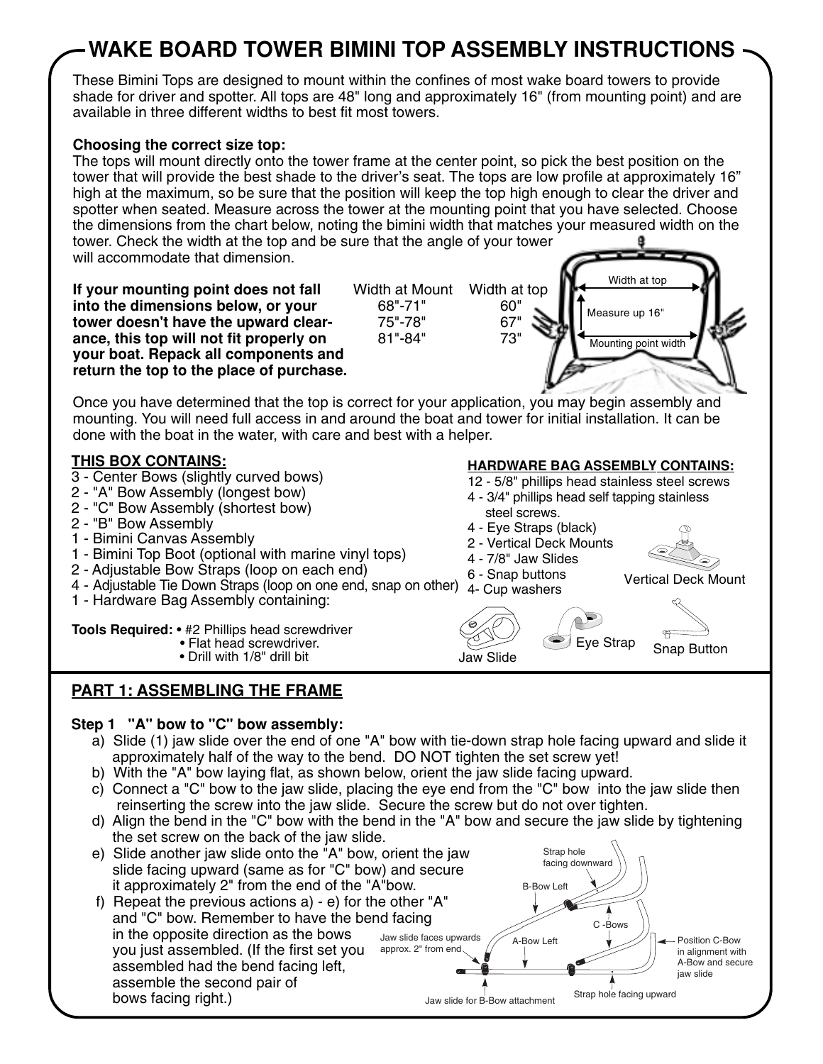# WAKE BOARD TOWER BIMINI TOP ASSEMBLY INSTRUCTIONS

These Bimini Tops are designed to mount within the confines of most wake board towers to provide shade for driver and spotter. All tops are 48" long and approximately 16" (from mounting point) and are available in three different widths to best fit most towers.

**Choosing the correct size top:**
The tops will mount directly onto the tower frame at the center point, so pick the best position on the tower that will provide the best shade to the driver's seat. The tops are low profile at approximately 16" high at the maximum, so be sure that the position will keep the top high enough to clear the driver and spotter when seated. Measure across the tower at the mounting point that you have selected. Choose the dimensions from the chart below, noting the bimini width that matches your measured width on the tower. Check the width at the top and be sure that the angle of your tower will accommodate that dimension.

**If your mounting point does not fall into the dimensions below, or your tower doesn't have the upward clearance, this top will not fit properly on your boat. Repack all components and return the top to the place of purchase.**

| Width at Mount | Width at top |
|---|---|
| 68"-71" | 60" |
| 75"-78" | 67" |
| 81"-84" | 73" |

Width at top
Measure up 16"
Mounting point width

Once you have determined that the top is correct for your application, you may begin assembly and mounting. You will need full access in and around the boat and tower for initial installation. It can be done with the boat in the water, with care and best with a helper.

**THIS BOX CONTAINS:**
- 3 - Center Bows (slightly curved bows)
- 2 - "A" Bow Assembly (longest bow)
- 2 - "C" Bow Assembly (shortest bow)
- 2 - "B" Bow Assembly
- 1 - Bimini Canvas Assembly
- 1 - Bimini Top Boot (optional with marine vinyl tops)
- 2 - Adjustable Bow Straps (loop on each end)
- 4 - Adjustable Tie Down Straps (loop on one end, snap on other)
- 1 - Hardware Bag Assembly containing:

**HARDWARE BAG ASSEMBLY CONTAINS:**
- 12 - 5/8" phillips head stainless steel screws
- 4 - 3/4" phillips head self tapping stainless steel screws.
- 4 - Eye Straps (black)
- 2 - Vertical Deck Mounts
- 4 - 7/8" Jaw Slides
- 6 - Snap buttons
- 4- Cup washers

Vertical Deck Mount
Jaw Slide
Eye Strap
Snap Button

**Tools Required:**
- #2 Phillips head screwdriver
- Flat head screwdriver.
- Drill with 1/8" drill bit

## PART 1: ASSEMBLING THE FRAME

### Step 1 "A" bow to "C" bow assembly:

a) Slide (1) jaw slide over the end of one "A" bow with tie-down strap hole facing upward and slide it approximately half of the way to the bend. DO NOT tighten the set screw yet!

b) With the "A" bow laying flat, as shown below, orient the jaw slide facing upward.

c) Connect a "C" bow to the jaw slide, placing the eye end from the "C" bow into the jaw slide then reinserting the screw into the jaw slide. Secure the screw but do not over tighten.

d) Align the bend in the "C" bow with the bend in the "A" bow and secure the jaw slide by tightening the set screw on the back of the jaw slide.

e) Slide another jaw slide onto the "A" bow, orient the jaw slide facing upward (same as for "C" bow) and secure it approximately 2" from the end of the "A"bow.

f) Repeat the previous actions a) - e) for the other "A" and "C" bow. Remember to have the bend facing in the opposite direction as the bows you just assembled. (If the first set you assembled had the bend facing left, assemble the second pair of bows facing right.)

Strap hole facing downward
B-Bow Left
C -Bows
A-Bow Left
Jaw slide faces upwards approx. 2" from end
Position C-Bow in alignment with A-Bow and secure jaw slide
Strap hole facing upward
Jaw slide for B-Bow attachment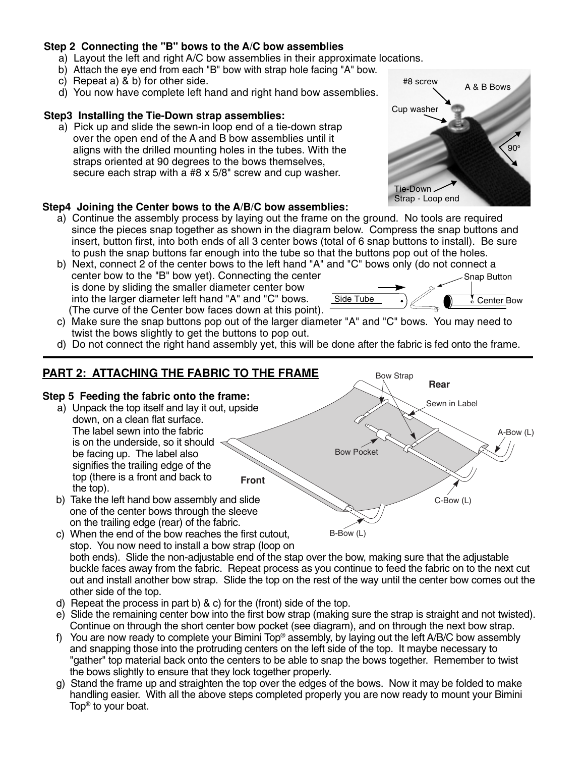**Step 2 Connecting the "B" bows to the A/C bow assemblies**

a) Layout the left and right A/C bow assemblies in their approximate locations.
b) Attach the eye end from each "B" bow with strap hole facing "A" bow.
c) Repeat a) & b) for other side.
d) You now have complete left hand and right hand bow assemblies.

**Step3 Installing the Tie-Down strap assemblies:**

a) Pick up and slide the sewn-in loop end of a tie-down strap over the open end of the A and B bow assemblies until it aligns with the drilled mounting holes in the tubes. With the straps oriented at 90 degrees to the bows themselves, secure each strap with a #8 x 5/8" screw and cup washer.

**Step4 Joining the Center bows to the A/B/C bow assemblies:**

a) Continue the assembly process by laying out the frame on the ground. No tools are required since the pieces snap together as shown in the diagram below. Compress the snap buttons and insert, button first, into both ends of all 3 center bows (total of 6 snap buttons to install). Be sure to push the snap buttons far enough into the tube so that the buttons pop out of the holes.
b) Next, connect 2 of the center bows to the left hand "A" and "C" bows only (do not connect a center bow to the "B" bow yet). Connecting the center is done by sliding the smaller diameter center bow into the larger diameter left hand "A" and "C" bows. (The curve of the Center bow faces down at this point).
c) Make sure the snap buttons pop out of the larger diameter "A" and "C" bows. You may need to twist the bows slightly to get the buttons to pop out.
d) Do not connect the right hand assembly yet, this will be done after the fabric is fed onto the frame.

## PART 2: ATTACHING THE FABRIC TO THE FRAME

**Step 5 Feeding the fabric onto the frame:**

a) Unpack the top itself and lay it out, upside down, on a clean flat surface. The label sewn into the fabric is on the underside, so it should be facing up. The label also signifies the trailing edge of the top (there is a front and back to the top).
b) Take the left hand bow assembly and slide one of the center bows through the sleeve on the trailing edge (rear) of the fabric.
c) When the end of the bow reaches the first cutout, stop. You now need to install a bow strap (loop on both ends). Slide the non-adjustable end of the stap over the bow, making sure that the adjustable buckle faces away from the fabric. Repeat process as you continue to feed the fabric on to the next cut out and install another bow strap. Slide the top on the rest of the way until the center bow comes out the other side of the top.
d) Repeat the process in part b) & c) for the (front) side of the top.
e) Slide the remaining center bow into the first bow strap (making sure the strap is straight and not twisted). Continue on through the short center bow pocket (see diagram), and on through the next bow strap.
f) You are now ready to complete your Bimini Top® assembly, by laying out the left A/B/C bow assembly and snapping those into the protruding centers on the left side of the top. It maybe necessary to "gather" top material back onto the centers to be able to snap the bows together. Remember to twist the bows slightly to ensure that they lock together properly.
g) Stand the frame up and straighten the top over the edges of the bows. Now it may be folded to make handling easier. With all the above steps completed properly you are now ready to mount your Bimini Top® to your boat.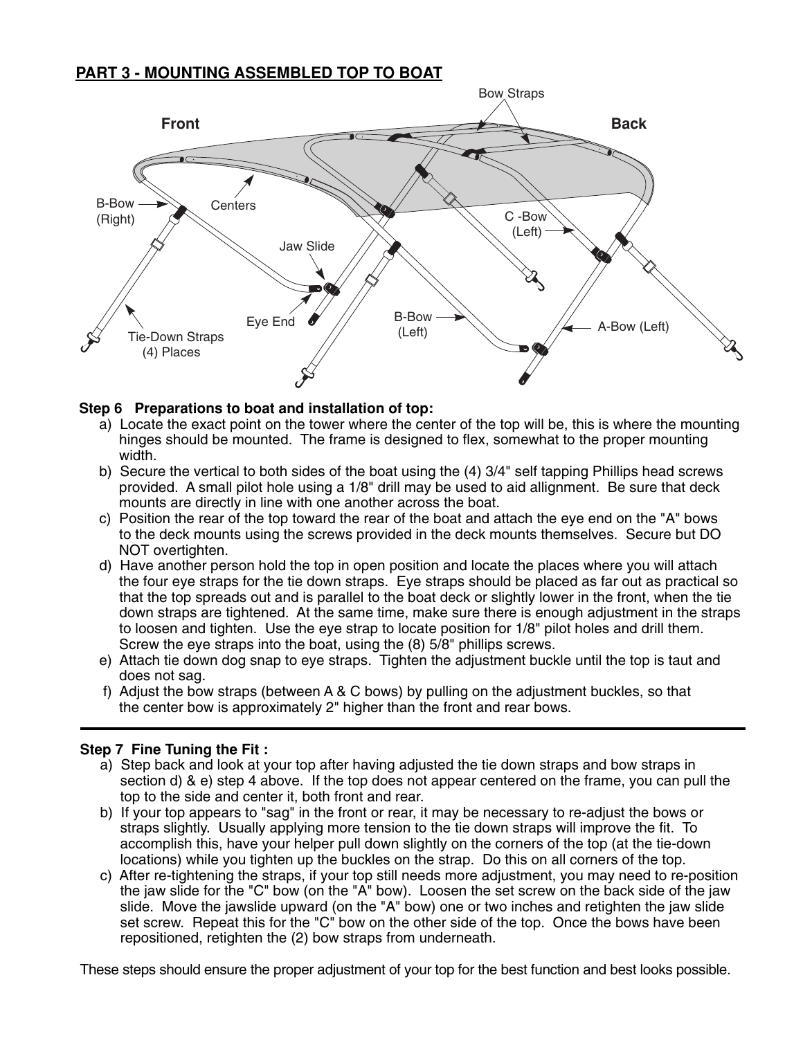## PART 3 - MOUNTING ASSEMBLED TOP TO BOAT

**Step 6 Preparations to boat and installation of top:**

a) Locate the exact point on the tower where the center of the top will be, this is where the mounting hinges should be mounted. The frame is designed to flex, somewhat to the proper mounting width.

b) Secure the vertical to both sides of the boat using the (4) 3/4" self tapping Phillips head screws provided. A small pilot hole using a 1/8" drill may be used to aid allignment. Be sure that deck mounts are directly in line with one another across the boat.

c) Position the rear of the top toward the rear of the boat and attach the eye end on the "A" bows to the deck mounts using the screws provided in the deck mounts themselves. Secure but DO NOT overtighten.

d) Have another person hold the top in open position and locate the places where you will attach the four eye straps for the tie down straps. Eye straps should be placed as far out as practical so that the top spreads out and is parallel to the boat deck or slightly lower in the front, when the tie down straps are tightened. At the same time, make sure there is enough adjustment in the straps to loosen and tighten. Use the eye strap to locate position for 1/8" pilot holes and drill them. Screw the eye straps into the boat, using the (8) 5/8" phillips screws.

e) Attach tie down dog snap to eye straps. Tighten the adjustment buckle until the top is taut and does not sag.

f) Adjust the bow straps (between A & C bows) by pulling on the adjustment buckles, so that the center bow is approximately 2" higher than the front and rear bows.

---

**Step 7 Fine Tuning the Fit :**

a) Step back and look at your top after having adjusted the tie down straps and bow straps in section d) & e) step 4 above. If the top does not appear centered on the frame, you can pull the top to the side and center it, both front and rear.

b) If your top appears to "sag" in the front or rear, it may be necessary to re-adjust the bows or straps slightly. Usually applying more tension to the tie down straps will improve the fit. To accomplish this, have your helper pull down slightly on the corners of the top (at the tie-down locations) while you tighten up the buckles on the strap. Do this on all corners of the top.

c) After re-tightening the straps, if your top still needs more adjustment, you may need to re-position the jaw slide for the "C" bow (on the "A" bow). Loosen the set screw on the back side of the jaw slide. Move the jawslide upward (on the "A" bow) one or two inches and retighten the jaw slide set screw. Repeat this for the "C" bow on the other side of the top. Once the bows have been repositioned, retighten the (2) bow straps from underneath.

These steps should ensure the proper adjustment of your top for the best function and best looks possible.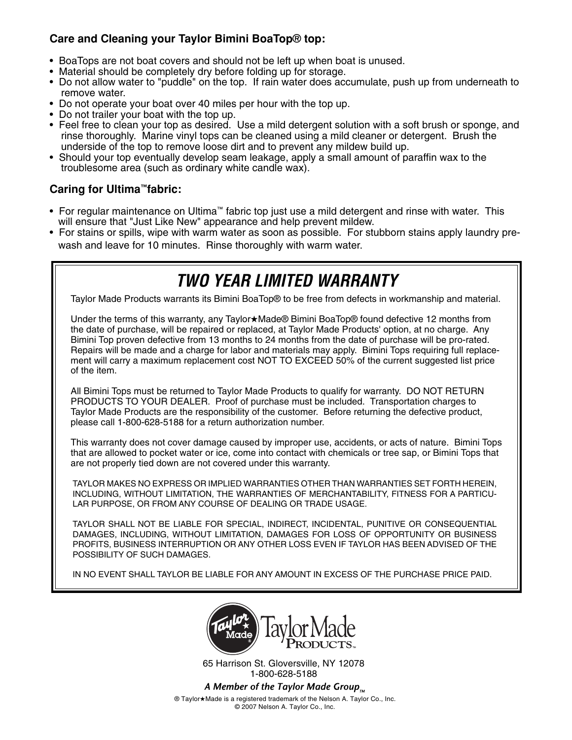### Care and Cleaning your Taylor Bimini BoaTop® top:

- BoaTops are not boat covers and should not be left up when boat is unused.
- Material should be completely dry before folding up for storage.
- Do not allow water to "puddle" on the top. If rain water does accumulate, push up from underneath to remove water.
- Do not operate your boat over 40 miles per hour with the top up.
- Do not trailer your boat with the top up.
- Feel free to clean your top as desired. Use a mild detergent solution with a soft brush or sponge, and rinse thoroughly. Marine vinyl tops can be cleaned using a mild cleaner or detergent. Brush the underside of the top to remove loose dirt and to prevent any mildew build up.
- Should your top eventually develop seam leakage, apply a small amount of paraffin wax to the troublesome area (such as ordinary white candle wax).

### Caring for Ultima™ fabric:

- For regular maintenance on Ultima™ fabric top just use a mild detergent and rinse with water. This will ensure that "Just Like New" appearance and help prevent mildew.
- For stains or spills, wipe with warm water as soon as possible. For stubborn stains apply laundry pre-wash and leave for 10 minutes. Rinse thoroughly with warm water.

## *TWO YEAR LIMITED WARRANTY*

Taylor Made Products warrants its Bimini BoaTop® to be free from defects in workmanship and material.

Under the terms of this warranty, any Taylor★Made® Bimini BoaTop® found defective 12 months from the date of purchase, will be repaired or replaced, at Taylor Made Products' option, at no charge. Any Bimini Top proven defective from 13 months to 24 months from the date of purchase will be pro-rated. Repairs will be made and a charge for labor and materials may apply. Bimini Tops requiring full replacement will carry a maximum replacement cost NOT TO EXCEED 50% of the current suggested list price of the item.

All Bimini Tops must be returned to Taylor Made Products to qualify for warranty. DO NOT RETURN PRODUCTS TO YOUR DEALER. Proof of purchase must be included. Transportation charges to Taylor Made Products are the responsibility of the customer. Before returning the defective product, please call 1-800-628-5188 for a return authorization number.

This warranty does not cover damage caused by improper use, accidents, or acts of nature. Bimini Tops that are allowed to pocket water or ice, come into contact with chemicals or tree sap, or Bimini Tops that are not properly tied down are not covered under this warranty.

TAYLOR MAKES NO EXPRESS OR IMPLIED WARRANTIES OTHER THAN WARRANTIES SET FORTH HEREIN, INCLUDING, WITHOUT LIMITATION, THE WARRANTIES OF MERCHANTABILITY, FITNESS FOR A PARTICULAR PURPOSE, OR FROM ANY COURSE OF DEALING OR TRADE USAGE.

TAYLOR SHALL NOT BE LIABLE FOR SPECIAL, INDIRECT, INCIDENTAL, PUNITIVE OR CONSEQUENTIAL DAMAGES, INCLUDING, WITHOUT LIMITATION, DAMAGES FOR LOSS OF OPPORTUNITY OR BUSINESS PROFITS, BUSINESS INTERRUPTION OR ANY OTHER LOSS EVEN IF TAYLOR HAS BEEN ADVISED OF THE POSSIBILITY OF SUCH DAMAGES.

IN NO EVENT SHALL TAYLOR BE LIABLE FOR ANY AMOUNT IN EXCESS OF THE PURCHASE PRICE PAID.

Taylor Made Products™

65 Harrison St. Gloversville, NY 12078
1-800-628-5188

*A Member of the Taylor Made Group™*

® Taylor★Made is a registered trademark of the Nelson A. Taylor Co., Inc.
© 2007 Nelson A. Taylor Co., Inc.